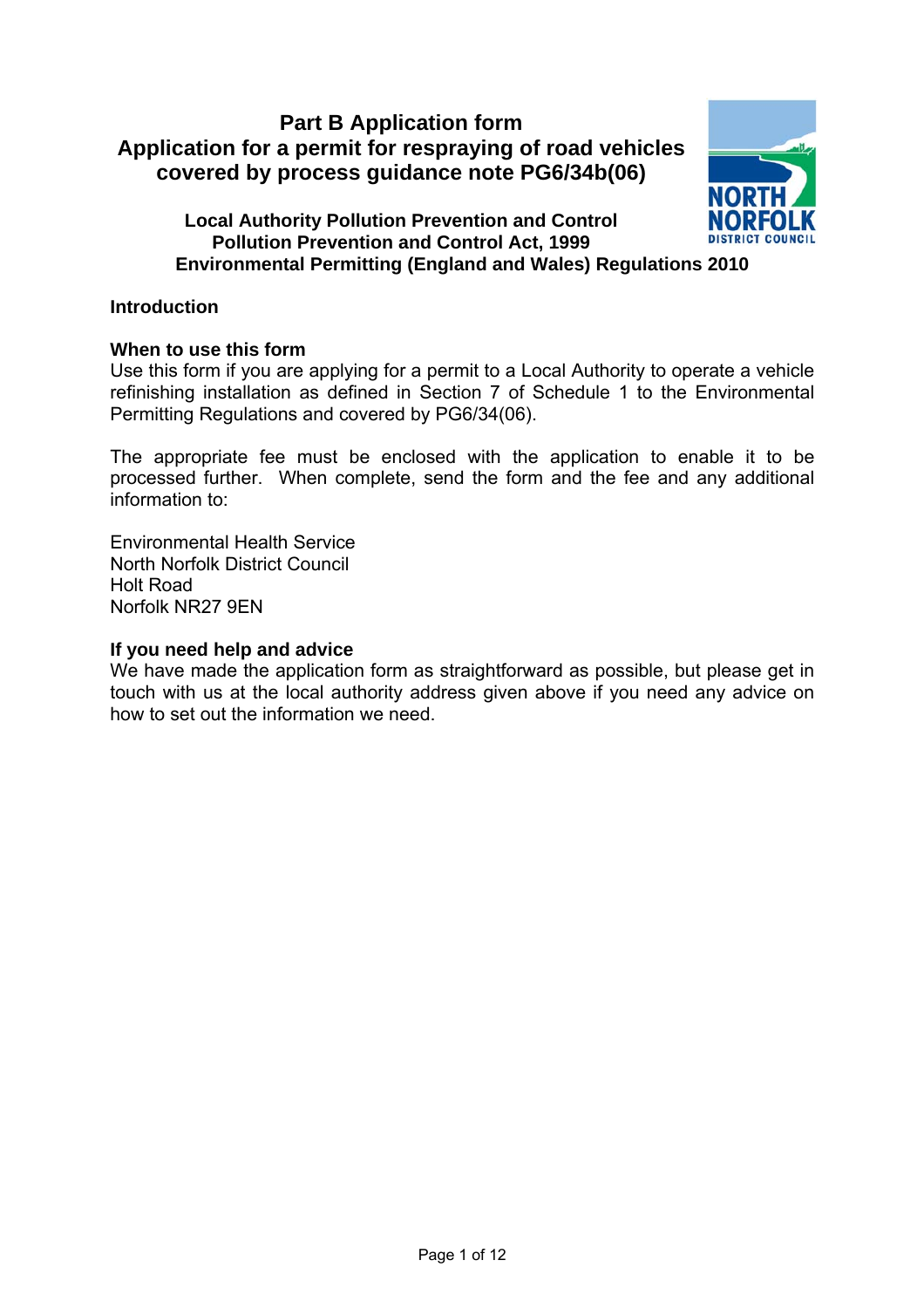# Part B Application form
# Application for a permit for respraying of road vehicles covered by process guidance note PG6/34b(06)

### Local Authority Pollution Prevention and Control
### Pollution Prevention and Control Act, 1999
### Environmental Permitting (England and Wales) Regulations 2010

## Introduction

### When to use this form

Use this form if you are applying for a permit to a Local Authority to operate a vehicle refinishing installation as defined in Section 7 of Schedule 1 to the Environmental Permitting Regulations and covered by PG6/34(06).

The appropriate fee must be enclosed with the application to enable it to be processed further. When complete, send the form and the fee and any additional information to:

Environmental Health Service
North Norfolk District Council
Holt Road
Norfolk NR27 9EN

### If you need help and advice

We have made the application form as straightforward as possible, but please get in touch with us at the local authority address given above if you need any advice on how to set out the information we need.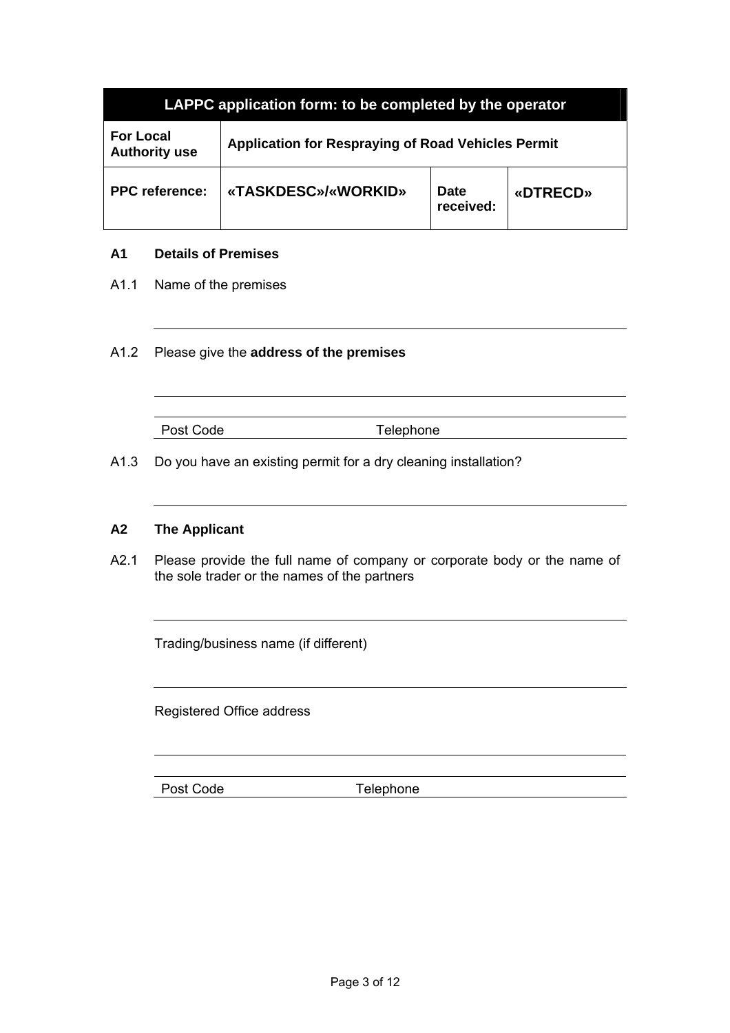| LAPPC application form: to be completed by the operator | | | |
|---|---|---|---|
| **For Local Authority use** | **Application for Respraying of Road Vehicles Permit** | | |
| **PPC reference:** | **«TASKDESC»/«WORKID»** | **Date received:** | **«DTRECD»** |

**A1 Details of Premises**

A1.1 Name of the premises

A1.2 Please give the **address of the premises**

Post Code Telephone

A1.3 Do you have an existing permit for a dry cleaning installation?

**A2 The Applicant**

A2.1 Please provide the full name of company or corporate body or the name of the sole trader or the names of the partners

Trading/business name (if different)

Registered Office address

Post Code Telephone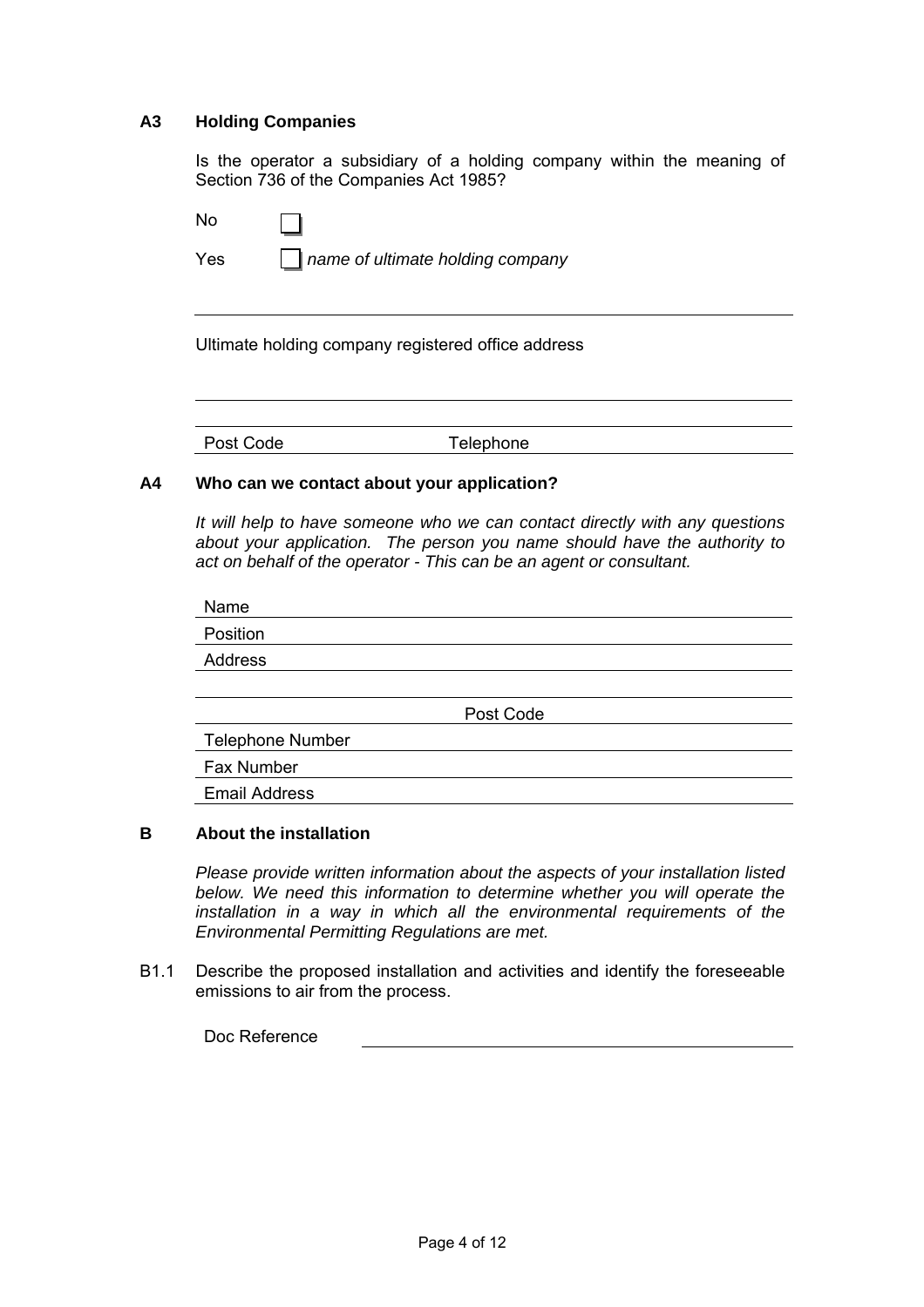### A3 Holding Companies

Is the operator a subsidiary of a holding company within the meaning of Section 736 of the Companies Act 1985?

No ☐

Yes ☐ *name of ultimate holding company*

\_\_\_\_\_\_\_\_\_\_\_\_\_\_\_\_\_\_\_\_\_\_\_\_\_\_\_\_\_\_\_\_\_\_\_\_\_\_\_\_\_\_\_\_\_\_\_\_

Ultimate holding company registered office address

\_\_\_\_\_\_\_\_\_\_\_\_\_\_\_\_\_\_\_\_\_\_\_\_\_\_\_\_\_\_\_\_\_\_\_\_\_\_\_\_\_\_\_\_\_\_\_\_

\_\_\_\_\_\_\_\_\_\_\_\_\_\_\_\_\_\_\_\_\_\_\_\_\_\_\_\_\_\_\_\_\_\_\_\_\_\_\_\_\_\_\_\_\_\_\_\_

Post Code \_\_\_\_\_\_\_\_\_\_\_\_ Telephone \_\_\_\_\_\_\_\_\_\_\_\_

### A4 Who can we contact about your application?

*It will help to have someone who we can contact directly with any questions about your application. The person you name should have the authority to act on behalf of the operator - This can be an agent or consultant.*

Name \_\_\_\_\_\_\_\_\_\_\_\_\_\_\_\_\_\_\_\_\_\_\_\_\_\_\_\_\_\_\_\_\_\_\_\_\_\_\_\_

Position \_\_\_\_\_\_\_\_\_\_\_\_\_\_\_\_\_\_\_\_\_\_\_\_\_\_\_\_\_\_\_\_\_\_\_\_\_\_\_\_

Address \_\_\_\_\_\_\_\_\_\_\_\_\_\_\_\_\_\_\_\_\_\_\_\_\_\_\_\_\_\_\_\_\_\_\_\_\_\_\_\_

\_\_\_\_\_\_\_\_\_\_\_\_\_\_\_\_\_\_\_\_\_\_\_\_\_\_\_\_\_\_\_\_\_\_\_\_\_\_\_\_\_\_\_\_\_\_\_\_

Post Code \_\_\_\_\_\_\_\_\_\_\_\_

Telephone Number \_\_\_\_\_\_\_\_\_\_\_\_\_\_\_\_\_\_\_\_\_\_\_\_\_\_\_\_\_\_\_\_\_\_\_\_\_\_\_\_

Fax Number \_\_\_\_\_\_\_\_\_\_\_\_\_\_\_\_\_\_\_\_\_\_\_\_\_\_\_\_\_\_\_\_\_\_\_\_\_\_\_\_

Email Address \_\_\_\_\_\_\_\_\_\_\_\_\_\_\_\_\_\_\_\_\_\_\_\_\_\_\_\_\_\_\_\_\_\_\_\_\_\_\_\_

## B About the installation

*Please provide written information about the aspects of your installation listed below. We need this information to determine whether you will operate the installation in a way in which all the environmental requirements of the Environmental Permitting Regulations are met.*

B1.1 Describe the proposed installation and activities and identify the foreseeable emissions to air from the process.

Doc Reference \_\_\_\_\_\_\_\_\_\_\_\_\_\_\_\_\_\_\_\_\_\_\_\_\_\_\_\_\_\_\_\_\_\_\_\_\_\_\_\_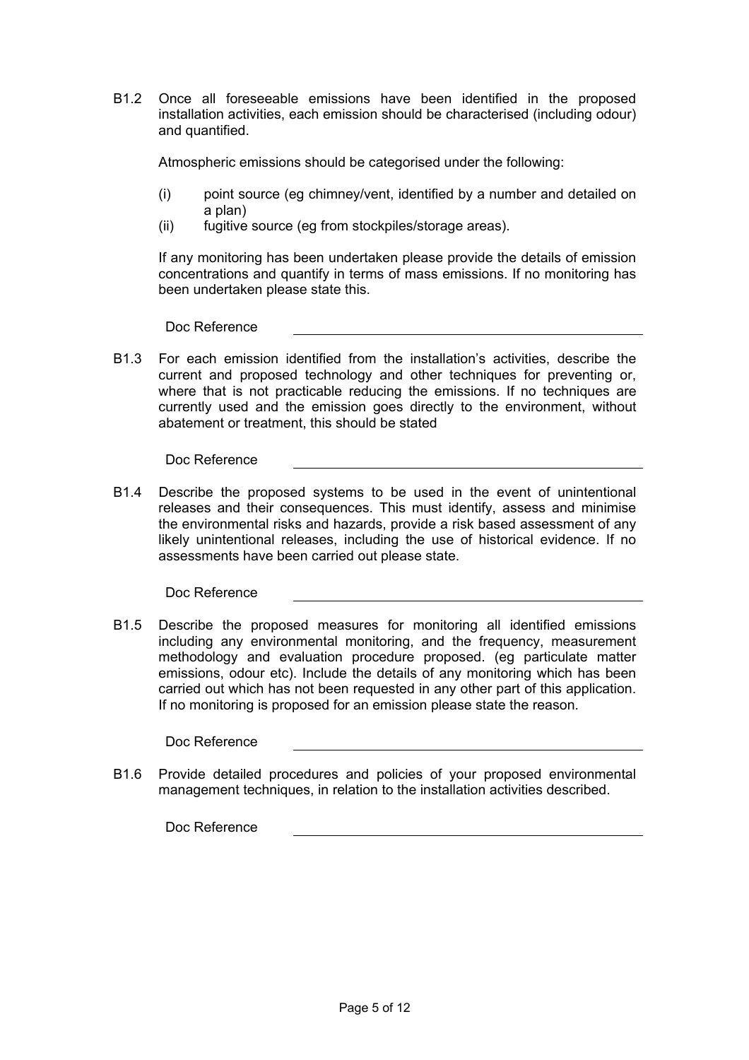B1.2 Once all foreseeable emissions have been identified in the proposed installation activities, each emission should be characterised (including odour) and quantified.

Atmospheric emissions should be categorised under the following:

(i) point source (eg chimney/vent, identified by a number and detailed on a plan)
(ii) fugitive source (eg from stockpiles/storage areas).

If any monitoring has been undertaken please provide the details of emission concentrations and quantify in terms of mass emissions. If no monitoring has been undertaken please state this.

Doc Reference ______________________

B1.3 For each emission identified from the installation's activities, describe the current and proposed technology and other techniques for preventing or, where that is not practicable reducing the emissions. If no techniques are currently used and the emission goes directly to the environment, without abatement or treatment, this should be stated

Doc Reference ______________________

B1.4 Describe the proposed systems to be used in the event of unintentional releases and their consequences. This must identify, assess and minimise the environmental risks and hazards, provide a risk based assessment of any likely unintentional releases, including the use of historical evidence. If no assessments have been carried out please state.

Doc Reference ______________________

B1.5 Describe the proposed measures for monitoring all identified emissions including any environmental monitoring, and the frequency, measurement methodology and evaluation procedure proposed. (eg particulate matter emissions, odour etc). Include the details of any monitoring which has been carried out which has not been requested in any other part of this application. If no monitoring is proposed for an emission please state the reason.

Doc Reference ______________________

B1.6 Provide detailed procedures and policies of your proposed environmental management techniques, in relation to the installation activities described.

Doc Reference ______________________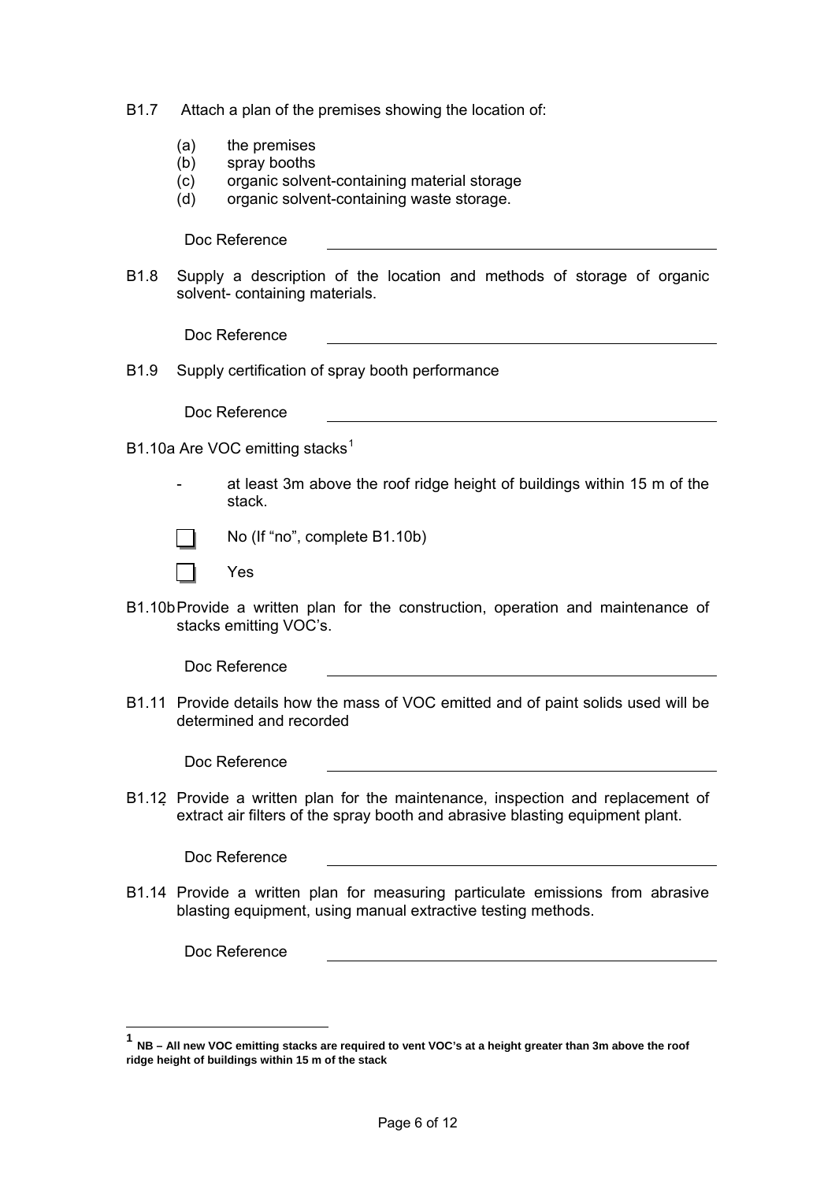B1.7 Attach a plan of the premises showing the location of:

(a) the premises
(b) spray booths
(c) organic solvent-containing material storage
(d) organic solvent-containing waste storage.

Doc Reference ______________________________

B1.8 Supply a description of the location and methods of storage of organic solvent- containing materials.

Doc Reference ______________________________

B1.9 Supply certification of spray booth performance

Doc Reference ______________________________

B1.10a Are VOC emitting stacks[1]

- at least 3m above the roof ridge height of buildings within 15 m of the stack.

☐ No (If "no", complete B1.10b)

☐ Yes

B1.10b Provide a written plan for the construction, operation and maintenance of stacks emitting VOC's.

Doc Reference ______________________________

B1.11 Provide details how the mass of VOC emitted and of paint solids used will be determined and recorded

Doc Reference ______________________________

B1.12 Provide a written plan for the maintenance, inspection and replacement of extract air filters of the spray booth and abrasive blasting equipment plant.

Doc Reference ______________________________

B1.14 Provide a written plan for measuring particulate emissions from abrasive blasting equipment, using manual extractive testing methods.

Doc Reference ______________________________

---

[1] **NB – All new VOC emitting stacks are required to vent VOC's at a height greater than 3m above the roof ridge height of buildings within 15 m of the stack**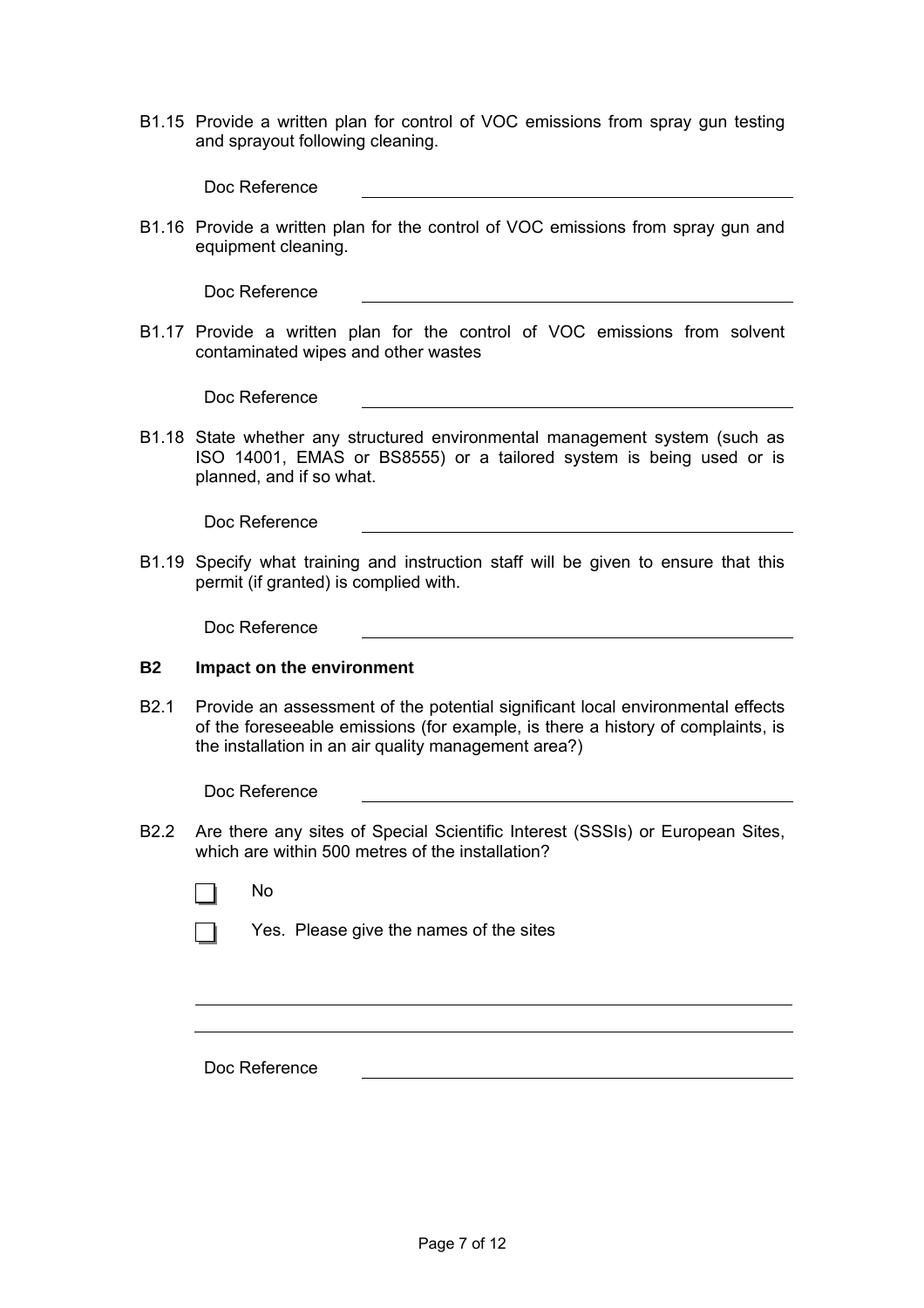B1.15 Provide a written plan for control of VOC emissions from spray gun testing and sprayout following cleaning.

Doc Reference ______________________

B1.16 Provide a written plan for the control of VOC emissions from spray gun and equipment cleaning.

Doc Reference ______________________

B1.17 Provide a written plan for the control of VOC emissions from solvent contaminated wipes and other wastes

Doc Reference ______________________

B1.18 State whether any structured environmental management system (such as ISO 14001, EMAS or BS8555) or a tailored system is being used or is planned, and if so what.

Doc Reference ______________________

B1.19 Specify what training and instruction staff will be given to ensure that this permit (if granted) is complied with.

Doc Reference ______________________

**B2 Impact on the environment**

B2.1 Provide an assessment of the potential significant local environmental effects of the foreseeable emissions (for example, is there a history of complaints, is the installation in an air quality management area?)

Doc Reference ______________________

B2.2 Are there any sites of Special Scientific Interest (SSSIs) or European Sites, which are within 500 metres of the installation?

- ☐ No
- ☐ Yes. Please give the names of the sites

______________________

______________________

Doc Reference ______________________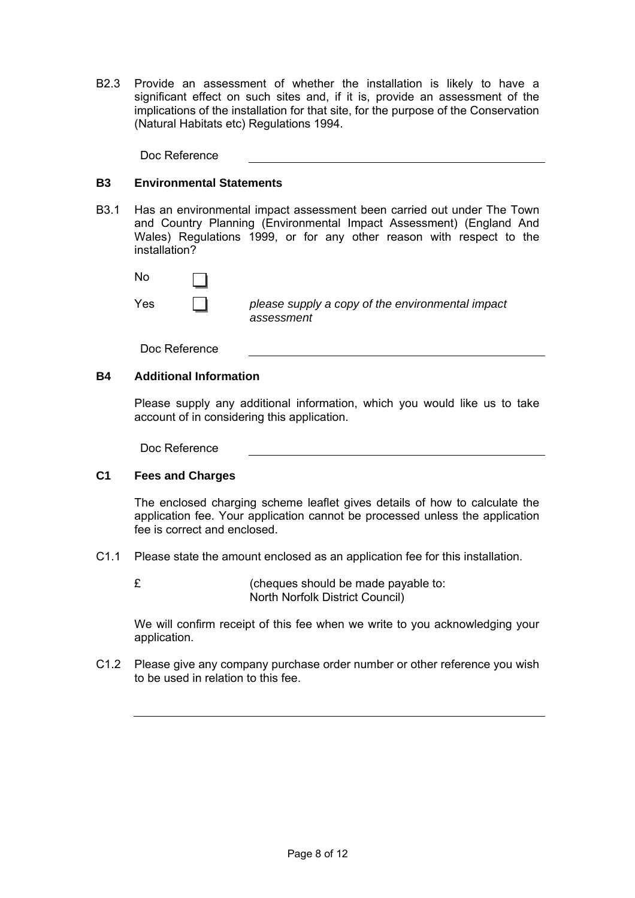B2.3 Provide an assessment of whether the installation is likely to have a significant effect on such sites and, if it is, provide an assessment of the implications of the installation for that site, for the purpose of the Conservation (Natural Habitats etc) Regulations 1994.

Doc Reference ______________________________

### B3 Environmental Statements

B3.1 Has an environmental impact assessment been carried out under The Town and Country Planning (Environmental Impact Assessment) (England And Wales) Regulations 1999, or for any other reason with respect to the installation?

No ☐

Yes ☐ *please supply a copy of the environmental impact assessment*

Doc Reference ______________________________

### B4 Additional Information

Please supply any additional information, which you would like us to take account of in considering this application.

Doc Reference ______________________________

### C1 Fees and Charges

The enclosed charging scheme leaflet gives details of how to calculate the application fee. Your application cannot be processed unless the application fee is correct and enclosed.

C1.1 Please state the amount enclosed as an application fee for this installation.

£ (cheques should be made payable to: North Norfolk District Council)

We will confirm receipt of this fee when we write to you acknowledging your application.

C1.2 Please give any company purchase order number or other reference you wish to be used in relation to this fee.

______________________________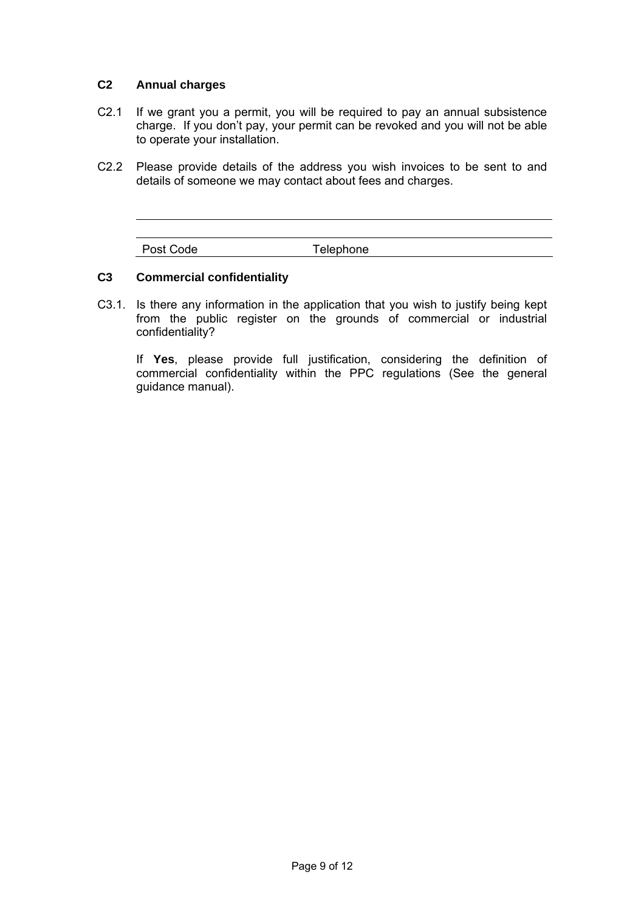## C2 Annual charges

C2.1 If we grant you a permit, you will be required to pay an annual subsistence charge. If you don't pay, your permit can be revoked and you will not be able to operate your installation.

C2.2 Please provide details of the address you wish invoices to be sent to and details of someone we may contact about fees and charges.

\_\_\_\_\_\_\_\_\_\_\_\_\_\_\_\_\_\_\_\_\_\_\_\_\_\_\_\_\_\_\_\_\_\_\_\_\_\_\_\_\_\_\_\_\_\_\_\_\_\_\_\_\_\_\_\_\_\_

\_\_\_\_\_\_\_\_\_\_\_\_\_\_\_\_\_\_\_\_\_\_\_\_\_\_\_\_\_\_\_\_\_\_\_\_\_\_\_\_\_\_\_\_\_\_\_\_\_\_\_\_\_\_\_\_\_\_

Post Code Telephone

## C3 Commercial confidentiality

C3.1. Is there any information in the application that you wish to justify being kept from the public register on the grounds of commercial or industrial confidentiality?

If **Yes**, please provide full justification, considering the definition of commercial confidentiality within the PPC regulations (See the general guidance manual).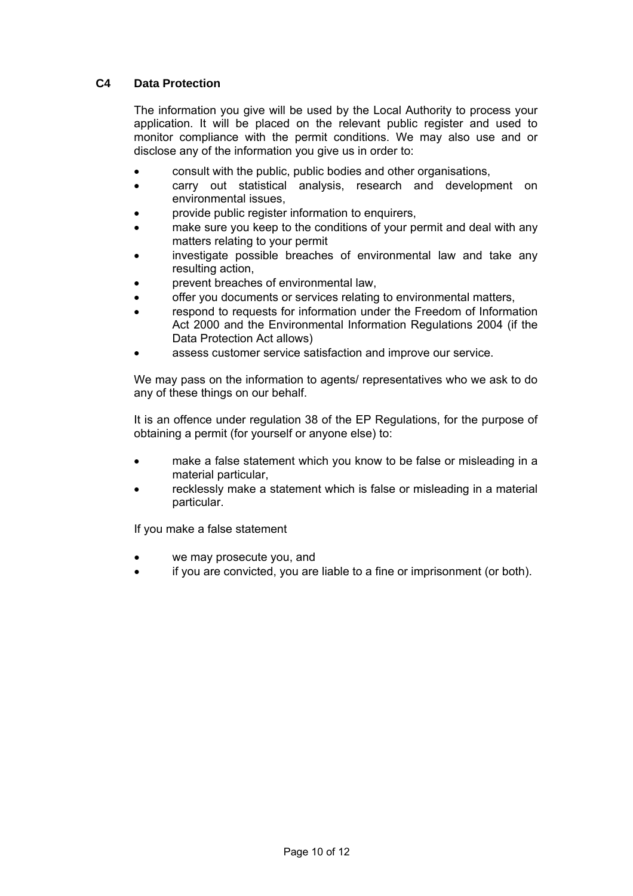## C4 Data Protection

The information you give will be used by the Local Authority to process your application. It will be placed on the relevant public register and used to monitor compliance with the permit conditions. We may also use and or disclose any of the information you give us in order to:

- consult with the public, public bodies and other organisations,
- carry out statistical analysis, research and development on environmental issues,
- provide public register information to enquirers,
- make sure you keep to the conditions of your permit and deal with any matters relating to your permit
- investigate possible breaches of environmental law and take any resulting action,
- prevent breaches of environmental law,
- offer you documents or services relating to environmental matters,
- respond to requests for information under the Freedom of Information Act 2000 and the Environmental Information Regulations 2004 (if the Data Protection Act allows)
- assess customer service satisfaction and improve our service.

We may pass on the information to agents/ representatives who we ask to do any of these things on our behalf.

It is an offence under regulation 38 of the EP Regulations, for the purpose of obtaining a permit (for yourself or anyone else) to:

- make a false statement which you know to be false or misleading in a material particular,
- recklessly make a statement which is false or misleading in a material particular.

If you make a false statement

- we may prosecute you, and
- if you are convicted, you are liable to a fine or imprisonment (or both).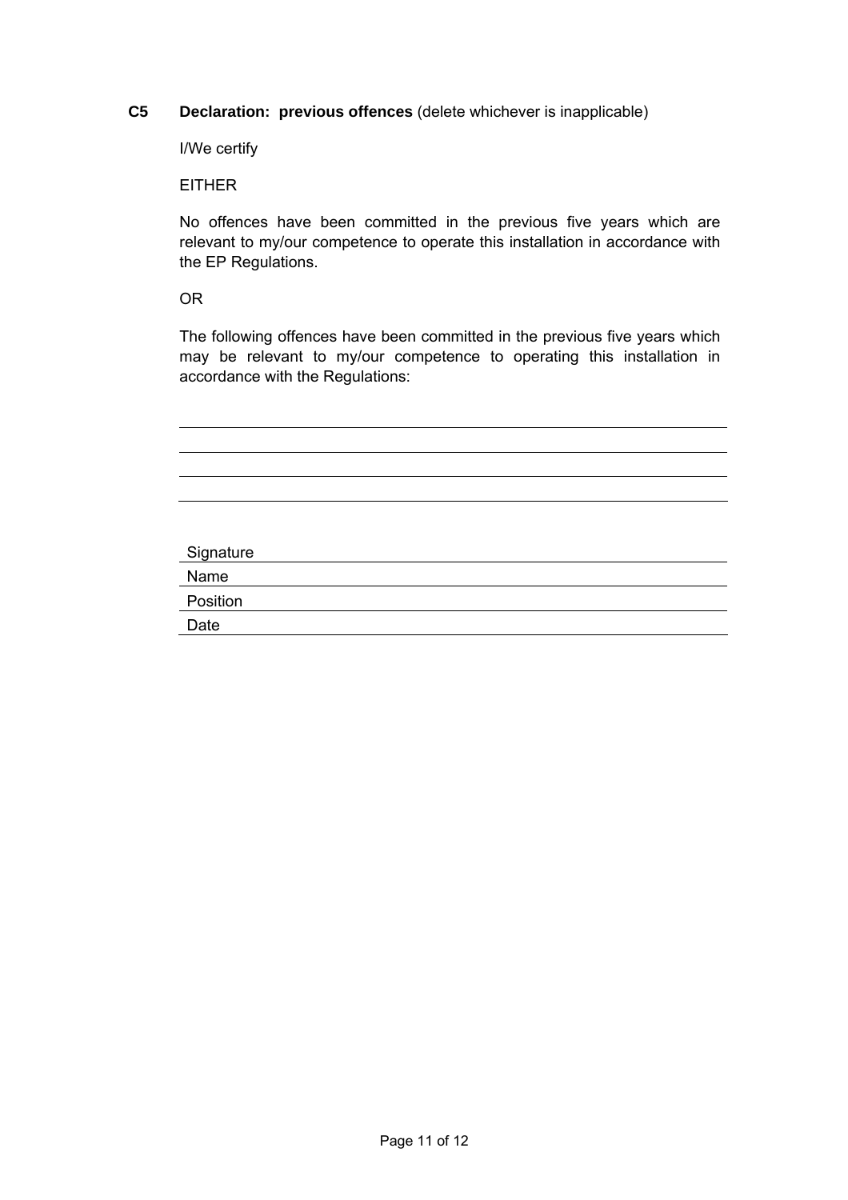**C5 Declaration: previous offences** (delete whichever is inapplicable)

I/We certify

EITHER

No offences have been committed in the previous five years which are relevant to my/our competence to operate this installation in accordance with the EP Regulations.

OR

The following offences have been committed in the previous five years which may be relevant to my/our competence to operating this installation in accordance with the Regulations:

\_\_\_\_\_\_\_\_\_\_\_\_\_\_\_\_\_\_\_\_\_\_\_\_\_\_\_\_\_\_\_\_\_\_\_\_\_\_\_\_\_\_\_\_\_\_\_\_\_\_\_\_\_\_\_\_\_\_\_\_

\_\_\_\_\_\_\_\_\_\_\_\_\_\_\_\_\_\_\_\_\_\_\_\_\_\_\_\_\_\_\_\_\_\_\_\_\_\_\_\_\_\_\_\_\_\_\_\_\_\_\_\_\_\_\_\_\_\_\_\_

\_\_\_\_\_\_\_\_\_\_\_\_\_\_\_\_\_\_\_\_\_\_\_\_\_\_\_\_\_\_\_\_\_\_\_\_\_\_\_\_\_\_\_\_\_\_\_\_\_\_\_\_\_\_\_\_\_\_\_\_

\_\_\_\_\_\_\_\_\_\_\_\_\_\_\_\_\_\_\_\_\_\_\_\_\_\_\_\_\_\_\_\_\_\_\_\_\_\_\_\_\_\_\_\_\_\_\_\_\_\_\_\_\_\_\_\_\_\_\_\_

Signature \_\_\_\_\_\_\_\_\_\_\_\_\_\_\_\_\_\_\_\_\_\_\_\_\_\_\_\_\_\_\_\_\_\_\_\_\_\_\_\_\_\_\_\_\_\_\_\_\_\_\_\_

Name \_\_\_\_\_\_\_\_\_\_\_\_\_\_\_\_\_\_\_\_\_\_\_\_\_\_\_\_\_\_\_\_\_\_\_\_\_\_\_\_\_\_\_\_\_\_\_\_\_\_\_\_\_\_\_\_

Position \_\_\_\_\_\_\_\_\_\_\_\_\_\_\_\_\_\_\_\_\_\_\_\_\_\_\_\_\_\_\_\_\_\_\_\_\_\_\_\_\_\_\_\_\_\_\_\_\_\_\_\_\_

Date \_\_\_\_\_\_\_\_\_\_\_\_\_\_\_\_\_\_\_\_\_\_\_\_\_\_\_\_\_\_\_\_\_\_\_\_\_\_\_\_\_\_\_\_\_\_\_\_\_\_\_\_\_\_\_\_\_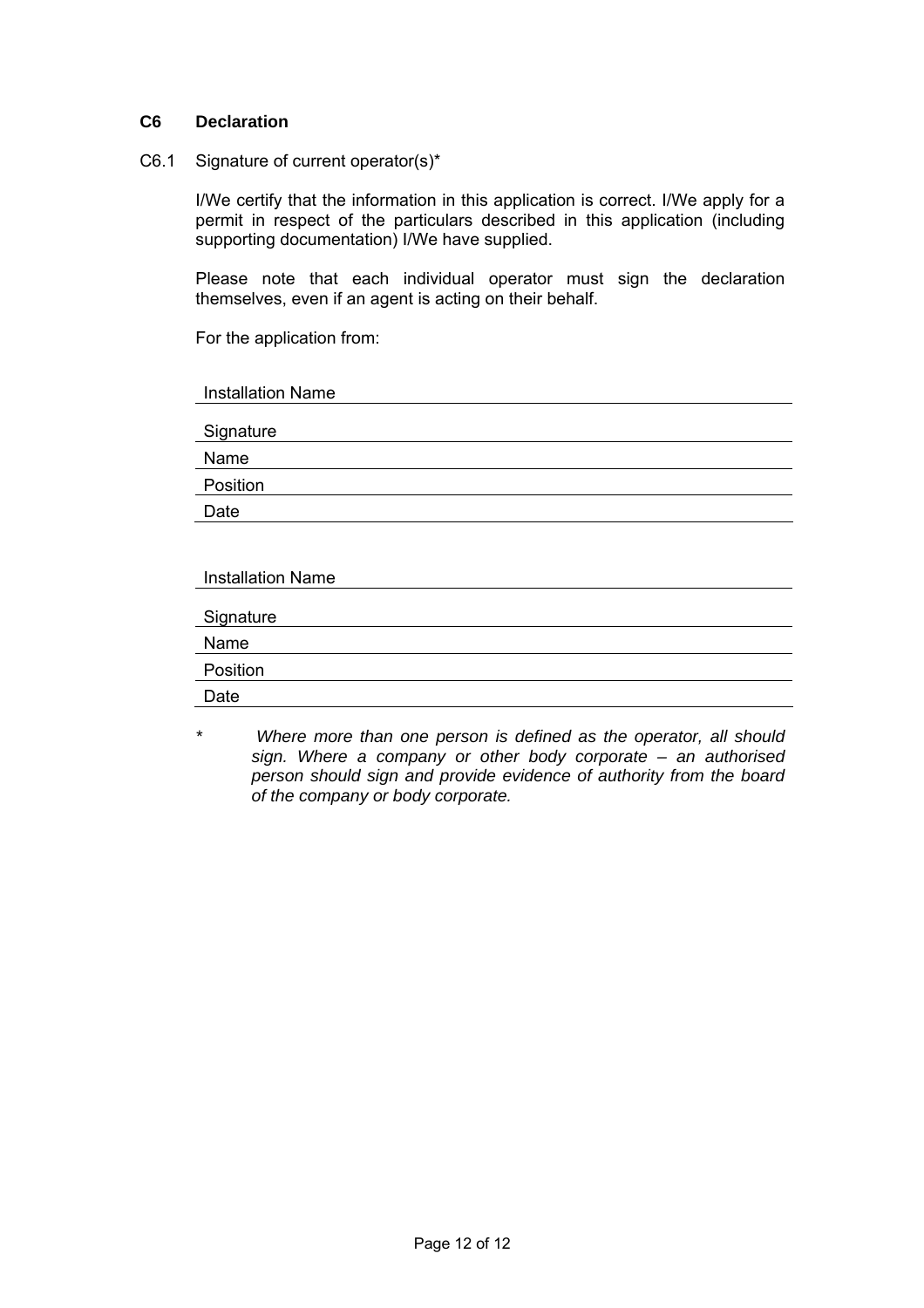## C6 Declaration

C6.1 Signature of current operator(s)*

I/We certify that the information in this application is correct. I/We apply for a permit in respect of the particulars described in this application (including supporting documentation) I/We have supplied.

Please note that each individual operator must sign the declaration themselves, even if an agent is acting on their behalf.

For the application from:

Installation Name ____________________

Signature ____________________

Name ____________________

Position ____________________

Date ____________________

Installation Name ____________________

Signature ____________________

Name ____________________

Position ____________________

Date ____________________

\* *Where more than one person is defined as the operator, all should sign. Where a company or other body corporate – an authorised person should sign and provide evidence of authority from the board of the company or body corporate.*